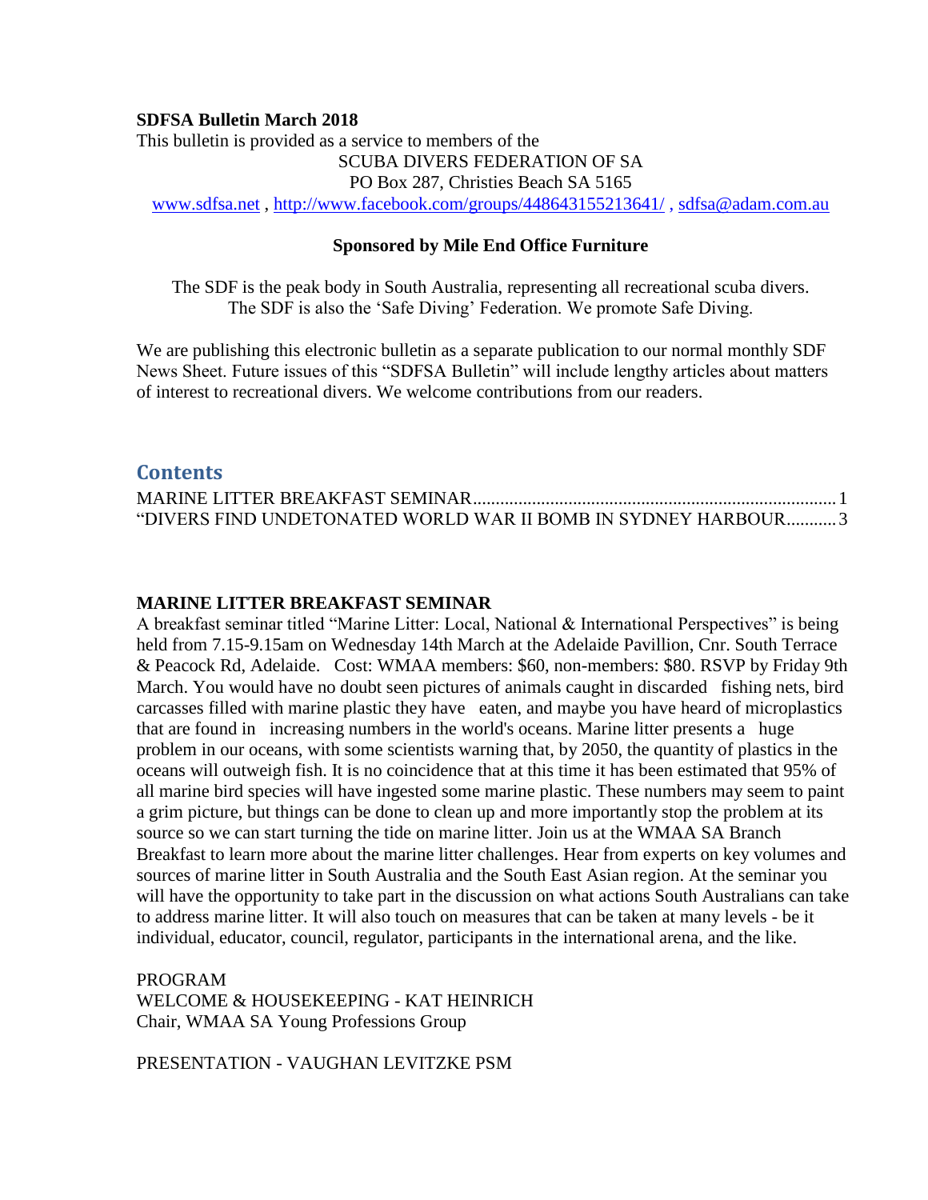**SDFSA Bulletin March 2018**

This bulletin is provided as a service to members of the

SCUBA DIVERS FEDERATION OF SA
PO Box 287, Christies Beach SA 5165
www.sdfsa.net , http://www.facebook.com/groups/448643155213641/ , sdfsa@adam.com.au

**Sponsored by Mile End Office Furniture**

The SDF is the peak body in South Australia, representing all recreational scuba divers.
The SDF is also the 'Safe Diving' Federation. We promote Safe Diving.

We are publishing this electronic bulletin as a separate publication to our normal monthly SDF News Sheet. Future issues of this "SDFSA Bulletin" will include lengthy articles about matters of interest to recreational divers. We welcome contributions from our readers.

## Contents

MARINE LITTER BREAKFAST SEMINAR.......................................................................... 1
"DIVERS FIND UNDETONATED WORLD WAR II BOMB IN SYDNEY HARBOUR........... 3

**MARINE LITTER BREAKFAST SEMINAR**

A breakfast seminar titled "Marine Litter: Local, National & International Perspectives" is being held from 7.15-9.15am on Wednesday 14th March at the Adelaide Pavillion, Cnr. South Terrace & Peacock Rd, Adelaide. Cost: WMAA members: $60, non-members: $80. RSVP by Friday 9th March. You would have no doubt seen pictures of animals caught in discarded fishing nets, bird carcasses filled with marine plastic they have eaten, and maybe you have heard of microplastics that are found in increasing numbers in the world's oceans. Marine litter presents a huge problem in our oceans, with some scientists warning that, by 2050, the quantity of plastics in the oceans will outweigh fish. It is no coincidence that at this time it has been estimated that 95% of all marine bird species will have ingested some marine plastic. These numbers may seem to paint a grim picture, but things can be done to clean up and more importantly stop the problem at its source so we can start turning the tide on marine litter. Join us at the WMAA SA Branch Breakfast to learn more about the marine litter challenges. Hear from experts on key volumes and sources of marine litter in South Australia and the South East Asian region. At the seminar you will have the opportunity to take part in the discussion on what actions South Australians can take to address marine litter. It will also touch on measures that can be taken at many levels - be it individual, educator, council, regulator, participants in the international arena, and the like.

PROGRAM

WELCOME & HOUSEKEEPING - KAT HEINRICH
Chair, WMAA SA Young Professions Group

PRESENTATION - VAUGHAN LEVITZKE PSM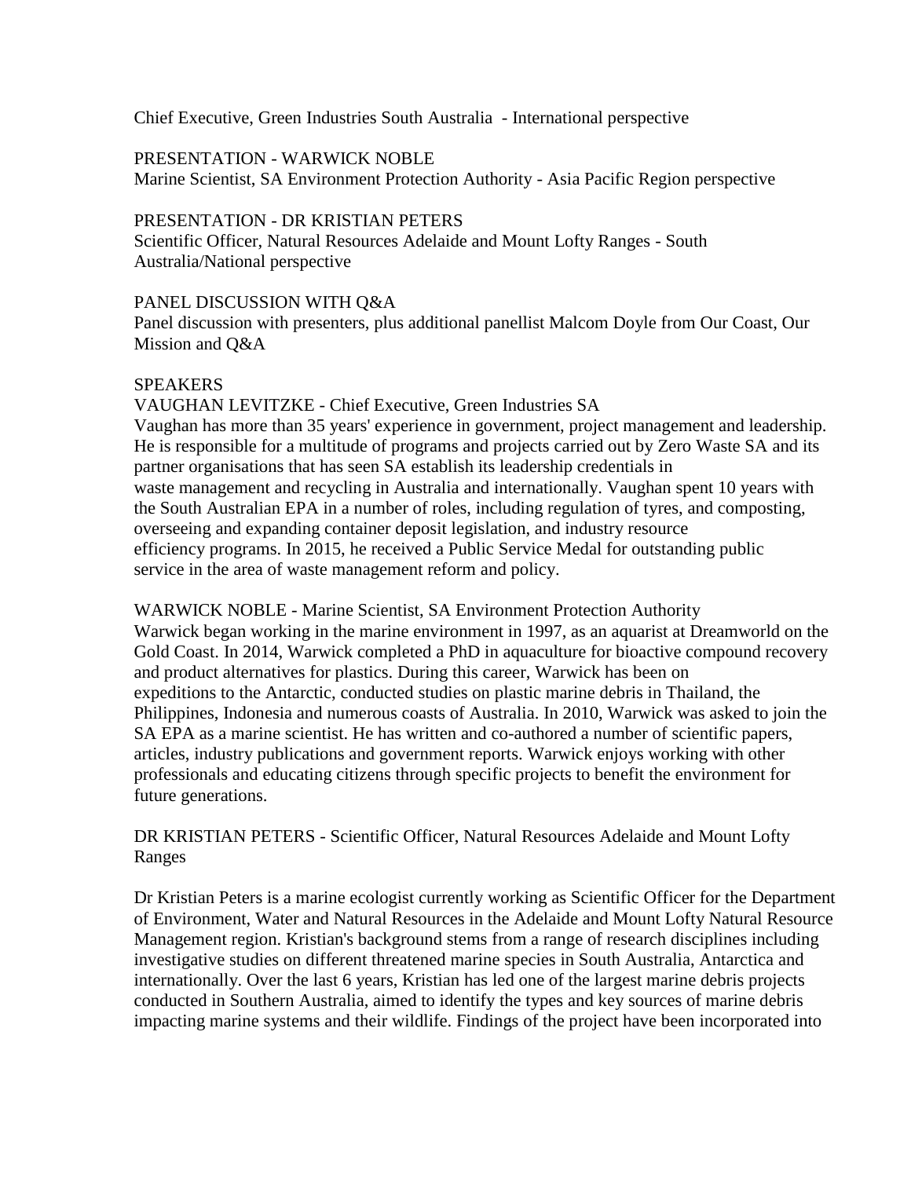Chief Executive, Green Industries South Australia - International perspective

PRESENTATION - WARWICK NOBLE
Marine Scientist, SA Environment Protection Authority - Asia Pacific Region perspective

PRESENTATION - DR KRISTIAN PETERS
Scientific Officer, Natural Resources Adelaide and Mount Lofty Ranges - South Australia/National perspective

PANEL DISCUSSION WITH Q&A
Panel discussion with presenters, plus additional panellist Malcom Doyle from Our Coast, Our Mission and Q&A

SPEAKERS

VAUGHAN LEVITZKE - Chief Executive, Green Industries SA
Vaughan has more than 35 years' experience in government, project management and leadership. He is responsible for a multitude of programs and projects carried out by Zero Waste SA and its partner organisations that has seen SA establish its leadership credentials in waste management and recycling in Australia and internationally. Vaughan spent 10 years with the South Australian EPA in a number of roles, including regulation of tyres, and composting, overseeing and expanding container deposit legislation, and industry resource efficiency programs. In 2015, he received a Public Service Medal for outstanding public service in the area of waste management reform and policy.

WARWICK NOBLE - Marine Scientist, SA Environment Protection Authority
Warwick began working in the marine environment in 1997, as an aquarist at Dreamworld on the Gold Coast. In 2014, Warwick completed a PhD in aquaculture for bioactive compound recovery and product alternatives for plastics. During this career, Warwick has been on expeditions to the Antarctic, conducted studies on plastic marine debris in Thailand, the Philippines, Indonesia and numerous coasts of Australia. In 2010, Warwick was asked to join the SA EPA as a marine scientist. He has written and co-authored a number of scientific papers, articles, industry publications and government reports. Warwick enjoys working with other professionals and educating citizens through specific projects to benefit the environment for future generations.

DR KRISTIAN PETERS - Scientific Officer, Natural Resources Adelaide and Mount Lofty Ranges

Dr Kristian Peters is a marine ecologist currently working as Scientific Officer for the Department of Environment, Water and Natural Resources in the Adelaide and Mount Lofty Natural Resource Management region. Kristian's background stems from a range of research disciplines including investigative studies on different threatened marine species in South Australia, Antarctica and internationally. Over the last 6 years, Kristian has led one of the largest marine debris projects conducted in Southern Australia, aimed to identify the types and key sources of marine debris impacting marine systems and their wildlife. Findings of the project have been incorporated into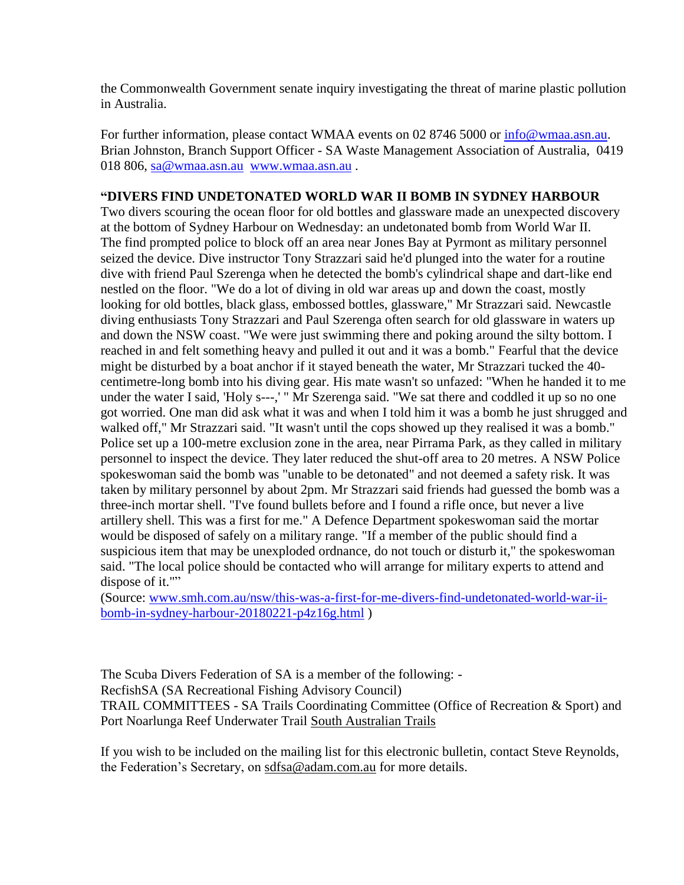the Commonwealth Government senate inquiry investigating the threat of marine plastic pollution in Australia.

For further information, please contact WMAA events on 02 8746 5000 or info@wmaa.asn.au. Brian Johnston, Branch Support Officer - SA Waste Management Association of Australia, 0419 018 806, sa@wmaa.asn.au www.wmaa.asn.au .

**"DIVERS FIND UNDETONATED WORLD WAR II BOMB IN SYDNEY HARBOUR**

Two divers scouring the ocean floor for old bottles and glassware made an unexpected discovery at the bottom of Sydney Harbour on Wednesday: an undetonated bomb from World War II. The find prompted police to block off an area near Jones Bay at Pyrmont as military personnel seized the device. Dive instructor Tony Strazzari said he'd plunged into the water for a routine dive with friend Paul Szerenga when he detected the bomb's cylindrical shape and dart-like end nestled on the floor. "We do a lot of diving in old war areas up and down the coast, mostly looking for old bottles, black glass, embossed bottles, glassware," Mr Strazzari said. Newcastle diving enthusiasts Tony Strazzari and Paul Szerenga often search for old glassware in waters up and down the NSW coast. "We were just swimming there and poking around the silty bottom. I reached in and felt something heavy and pulled it out and it was a bomb." Fearful that the device might be disturbed by a boat anchor if it stayed beneath the water, Mr Strazzari tucked the 40-centimetre-long bomb into his diving gear. His mate wasn't so unfazed: "When he handed it to me under the water I said, 'Holy s---,' " Mr Szerenga said. "We sat there and coddled it up so no one got worried. One man did ask what it was and when I told him it was a bomb he just shrugged and walked off," Mr Strazzari said. "It wasn't until the cops showed up they realised it was a bomb." Police set up a 100-metre exclusion zone in the area, near Pirrama Park, as they called in military personnel to inspect the device. They later reduced the shut-off area to 20 metres. A NSW Police spokeswoman said the bomb was "unable to be detonated" and not deemed a safety risk. It was taken by military personnel by about 2pm. Mr Strazzari said friends had guessed the bomb was a three-inch mortar shell. "I've found bullets before and I found a rifle once, but never a live artillery shell. This was a first for me." A Defence Department spokeswoman said the mortar would be disposed of safely on a military range. "If a member of the public should find a suspicious item that may be unexploded ordnance, do not touch or disturb it," the spokeswoman said. "The local police should be contacted who will arrange for military experts to attend and dispose of it.""

(Source: www.smh.com.au/nsw/this-was-a-first-for-me-divers-find-undetonated-world-war-ii-bomb-in-sydney-harbour-20180221-p4z16g.html )

The Scuba Divers Federation of SA is a member of the following: -
RecfishSA (SA Recreational Fishing Advisory Council)
TRAIL COMMITTEES - SA Trails Coordinating Committee (Office of Recreation & Sport) and Port Noarlunga Reef Underwater Trail South Australian Trails

If you wish to be included on the mailing list for this electronic bulletin, contact Steve Reynolds, the Federation's Secretary, on sdfsa@adam.com.au for more details.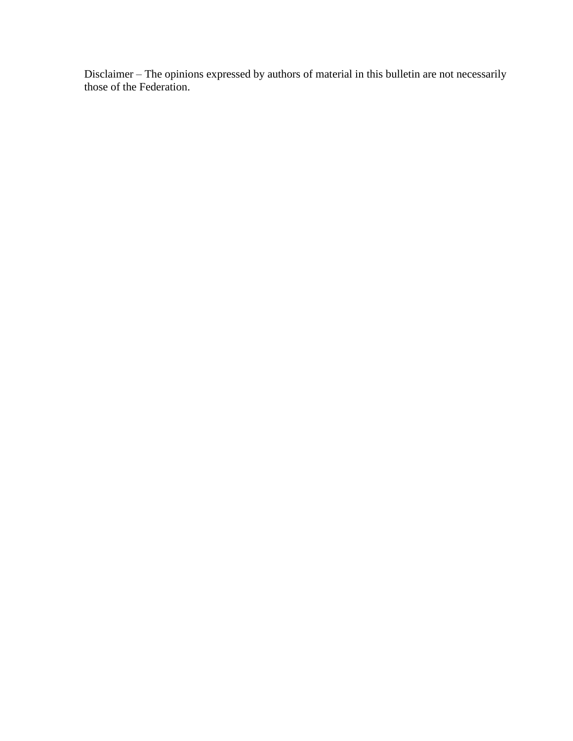Disclaimer – The opinions expressed by authors of material in this bulletin are not necessarily those of the Federation.